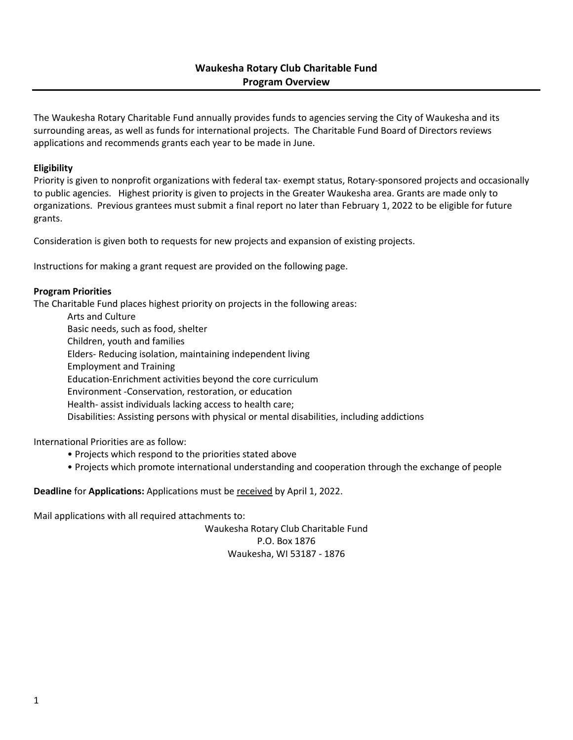# Waukesha Rotary Club Charitable Fund
## Program Overview

The Waukesha Rotary Charitable Fund annually provides funds to agencies serving the City of Waukesha and its surrounding areas, as well as funds for international projects. The Charitable Fund Board of Directors reviews applications and recommends grants each year to be made in June.

**Eligibility**

Priority is given to nonprofit organizations with federal tax- exempt status, Rotary-sponsored projects and occasionally to public agencies. Highest priority is given to projects in the Greater Waukesha area. Grants are made only to organizations. Previous grantees must submit a final report no later than February 1, 2022 to be eligible for future grants.

Consideration is given both to requests for new projects and expansion of existing projects.

Instructions for making a grant request are provided on the following page.

**Program Priorities**

The Charitable Fund places highest priority on projects in the following areas:

- Arts and Culture
- Basic needs, such as food, shelter
- Children, youth and families
- Elders- Reducing isolation, maintaining independent living
- Employment and Training
- Education-Enrichment activities beyond the core curriculum
- Environment -Conservation, restoration, or education
- Health- assist individuals lacking access to health care;
- Disabilities: Assisting persons with physical or mental disabilities, including addictions

International Priorities are as follow:

- Projects which respond to the priorities stated above
- Projects which promote international understanding and cooperation through the exchange of people

**Deadline** for **Applications:** Applications must be <u>received</u> by April 1, 2022.

Mail applications with all required attachments to:

Waukesha Rotary Club Charitable Fund
P.O. Box 1876
Waukesha, WI 53187 - 1876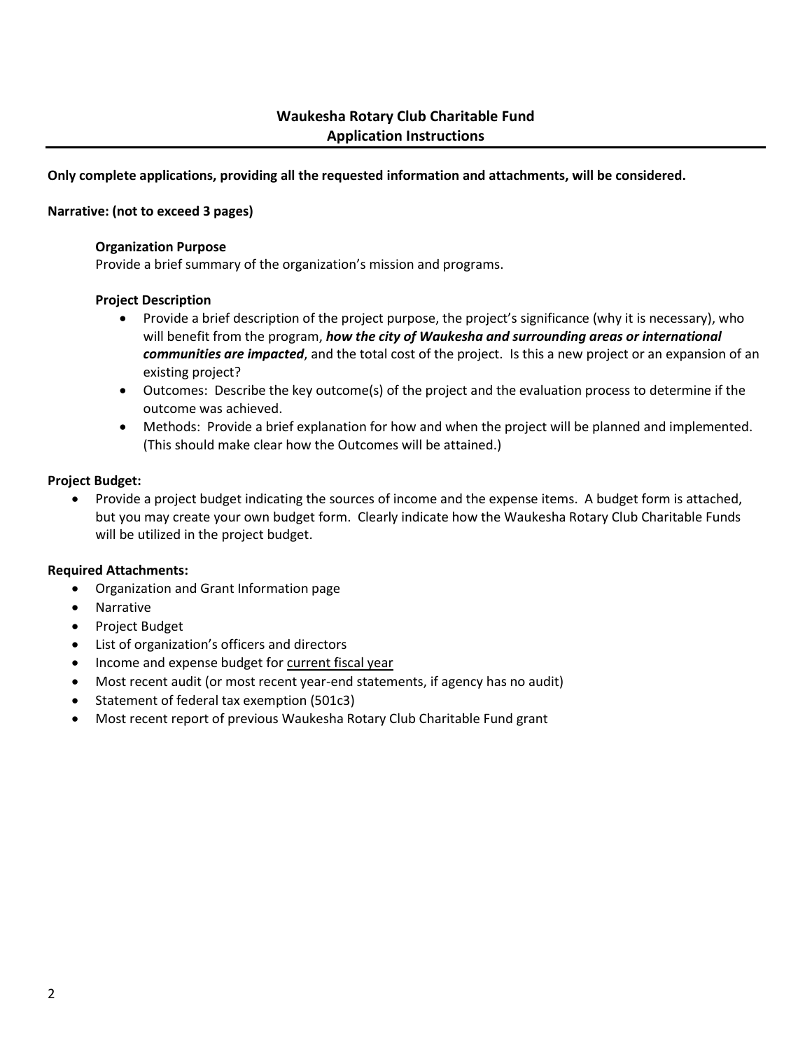# Waukesha Rotary Club Charitable Fund
## Application Instructions

**Only complete applications, providing all the requested information and attachments, will be considered.**

**Narrative: (not to exceed 3 pages)**

**Organization Purpose**
Provide a brief summary of the organization's mission and programs.

**Project Description**

- Provide a brief description of the project purpose, the project's significance (why it is necessary), who will benefit from the program, ***how the city of Waukesha and surrounding areas or international communities are impacted***, and the total cost of the project. Is this a new project or an expansion of an existing project?
- Outcomes: Describe the key outcome(s) of the project and the evaluation process to determine if the outcome was achieved.
- Methods: Provide a brief explanation for how and when the project will be planned and implemented. (This should make clear how the Outcomes will be attained.)

**Project Budget:**

- Provide a project budget indicating the sources of income and the expense items. A budget form is attached, but you may create your own budget form. Clearly indicate how the Waukesha Rotary Club Charitable Funds will be utilized in the project budget.

**Required Attachments:**

- Organization and Grant Information page
- Narrative
- Project Budget
- List of organization's officers and directors
- Income and expense budget for current fiscal year
- Most recent audit (or most recent year-end statements, if agency has no audit)
- Statement of federal tax exemption (501c3)
- Most recent report of previous Waukesha Rotary Club Charitable Fund grant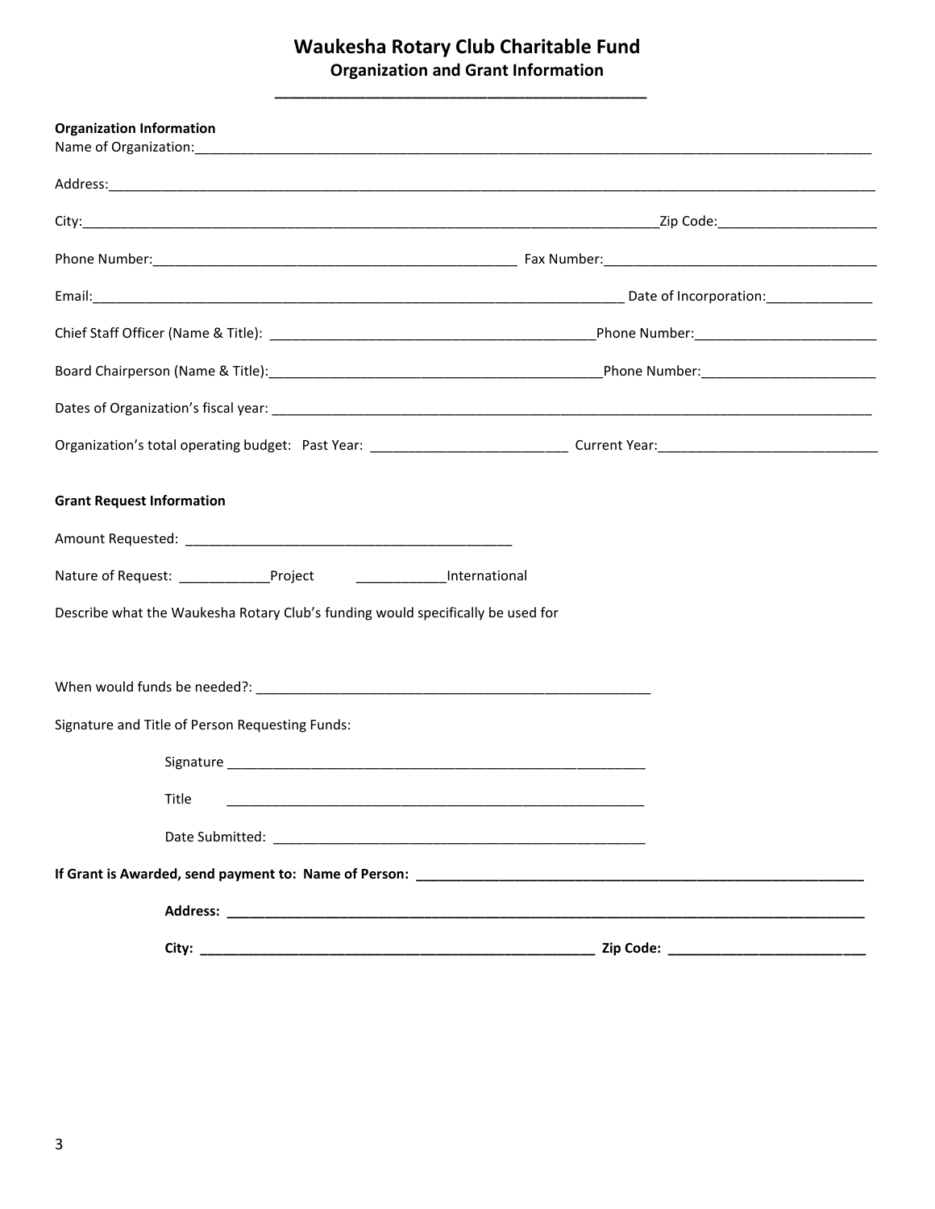# Waukesha Rotary Club Charitable Fund

## Organization and Grant Information

**Organization Information**

Name of Organization:___________________________________________________________________________

Address:___________________________________________________________________________________

City:_____________________________________________________________Zip Code:___________________

Phone Number:_________________________________________ Fax Number:______________________________

Email:__________________________________________________________ Date of Incorporation:______________

Chief Staff Officer (Name & Title): ___________________________________Phone Number:_______________________

Board Chairperson (Name & Title):____________________________________Phone Number:_______________________

Dates of Organization's fiscal year: _______________________________________________________________________

Organization's total operating budget: Past Year: _________________________ Current Year:_____________________________

**Grant Request Information**

Amount Requested: ___________________________________________

Nature of Request: ____________Project ____________International

Describe what the Waukesha Rotary Club's funding would specifically be used for

When would funds be needed?: _____________________________________________________

Signature and Title of Person Requesting Funds:

Signature _________________________________________________________

Title _________________________________________________________

Date Submitted: __________________________________________________

**If Grant is Awarded, send payment to: Name of Person: ______________________________________________________________**

**Address: ________________________________________________________________________________________**

**City: ____________________________________________________ Zip Code: _________________________**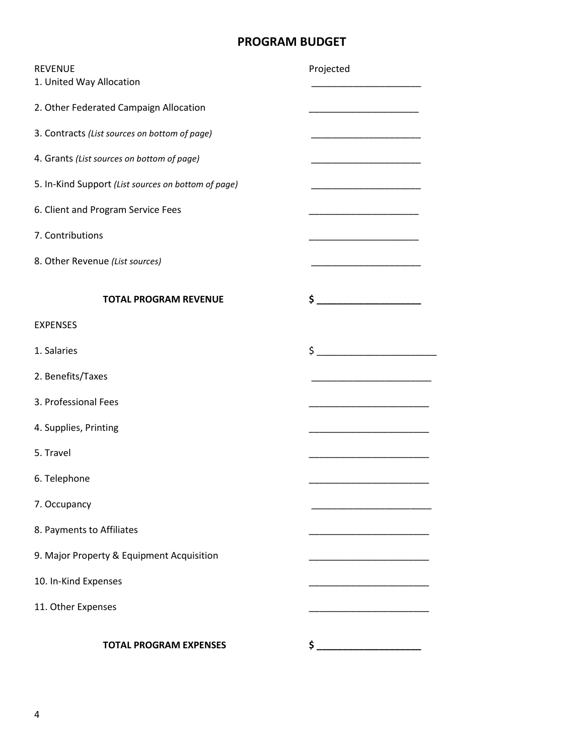# PROGRAM BUDGET

| REVENUE | Projected |
| --- | --- |
| 1. United Way Allocation | ____________________ |
| 2. Other Federated Campaign Allocation | ____________________ |
| 3. Contracts *(List sources on bottom of page)* | ____________________ |
| 4. Grants *(List sources on bottom of page)* | ____________________ |
| 5. In-Kind Support *(List sources on bottom of page)* | ____________________ |
| 6. Client and Program Service Fees | ____________________ |
| 7. Contributions | ____________________ |
| 8. Other Revenue *(List sources)* | ____________________ |
| **TOTAL PROGRAM REVENUE** | **$ ____________________** |

| EXPENSES | |
| --- | --- |
| 1. Salaries | $ ______________________ |
| 2. Benefits/Taxes | ______________________ |
| 3. Professional Fees | ______________________ |
| 4. Supplies, Printing | ______________________ |
| 5. Travel | ______________________ |
| 6. Telephone | ______________________ |
| 7. Occupancy | ______________________ |
| 8. Payments to Affiliates | ______________________ |
| 9. Major Property & Equipment Acquisition | ______________________ |
| 10. In-Kind Expenses | ______________________ |
| 11. Other Expenses | ______________________ |
| **TOTAL PROGRAM EXPENSES** | **$ ____________________** |